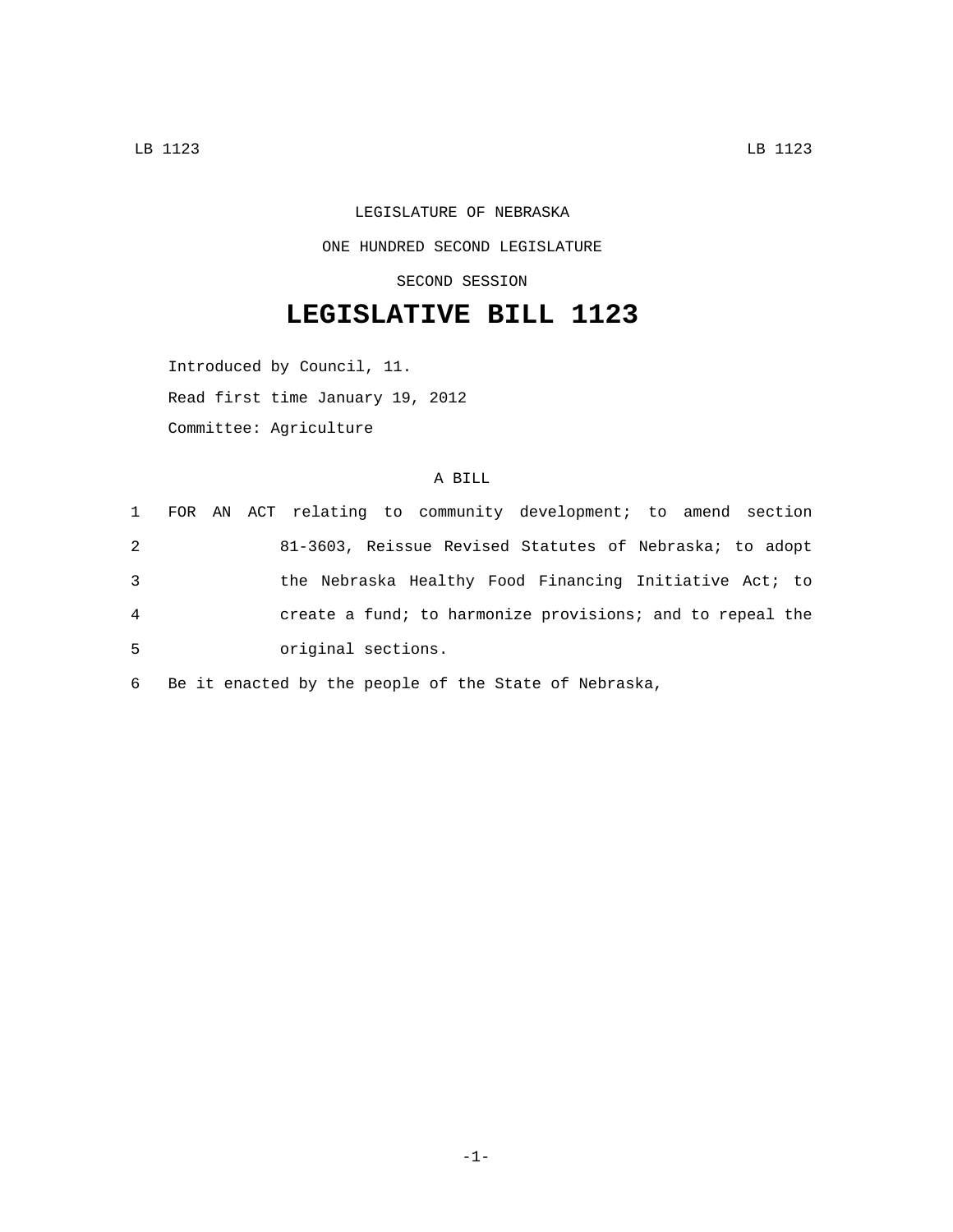LEGISLATURE OF NEBRASKA

ONE HUNDRED SECOND LEGISLATURE

SECOND SESSION

# LEGISLATIVE BILL 1123

Introduced by Council, 11.

Read first time January 19, 2012

Committee: Agriculture

A BILL

1 FOR AN ACT relating to community development; to amend section
2 81-3603, Reissue Revised Statutes of Nebraska; to adopt
3 the Nebraska Healthy Food Financing Initiative Act; to
4 create a fund; to harmonize provisions; and to repeal the
5 original sections.
6 Be it enacted by the people of the State of Nebraska,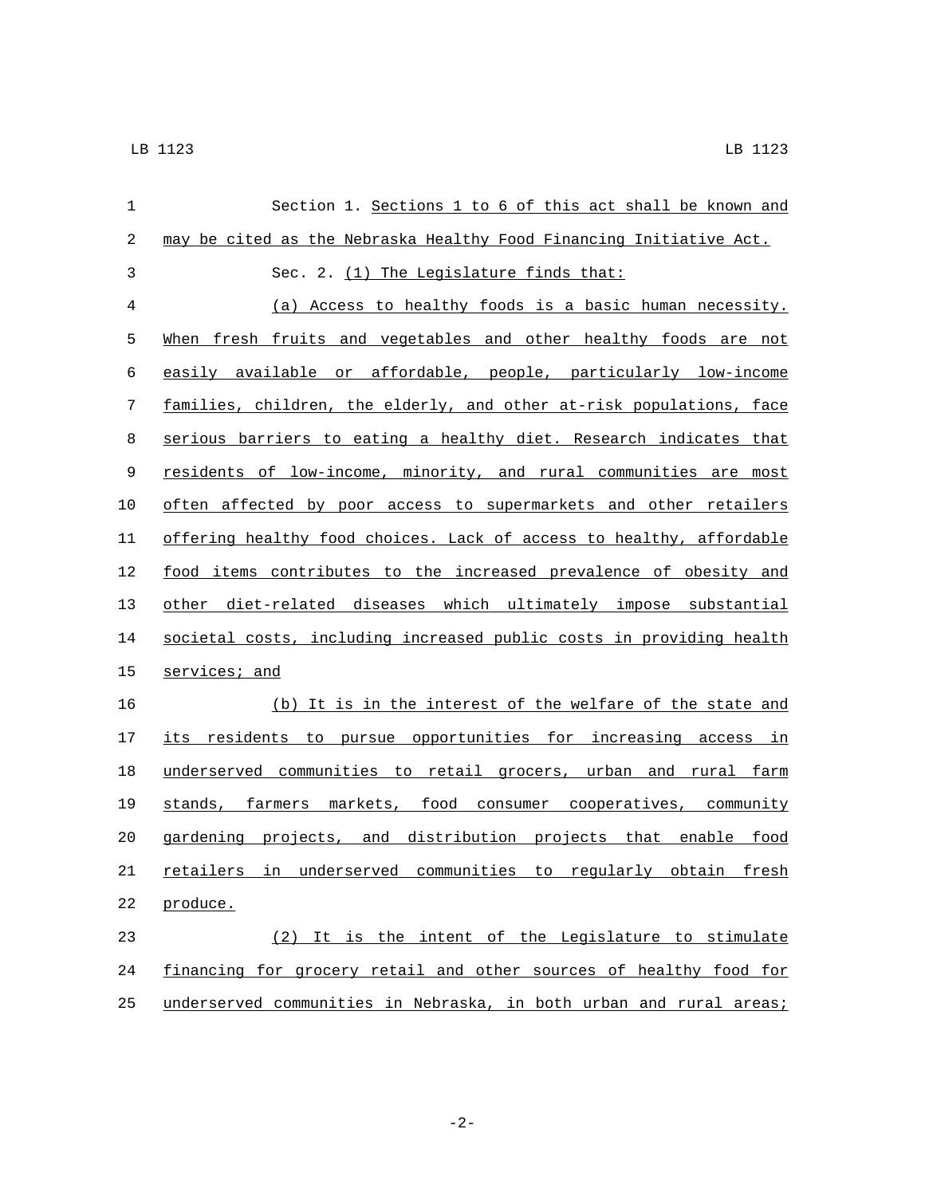Section 1. Sections 1 to 6 of this act shall be known and may be cited as the Nebraska Healthy Food Financing Initiative Act.

Sec. 2. (1) The Legislature finds that:

(a) Access to healthy foods is a basic human necessity. When fresh fruits and vegetables and other healthy foods are not easily available or affordable, people, particularly low-income families, children, the elderly, and other at-risk populations, face serious barriers to eating a healthy diet. Research indicates that residents of low-income, minority, and rural communities are most often affected by poor access to supermarkets and other retailers offering healthy food choices. Lack of access to healthy, affordable food items contributes to the increased prevalence of obesity and other diet-related diseases which ultimately impose substantial societal costs, including increased public costs in providing health services; and

(b) It is in the interest of the welfare of the state and its residents to pursue opportunities for increasing access in underserved communities to retail grocers, urban and rural farm stands, farmers markets, food consumer cooperatives, community gardening projects, and distribution projects that enable food retailers in underserved communities to regularly obtain fresh produce.

(2) It is the intent of the Legislature to stimulate financing for grocery retail and other sources of healthy food for underserved communities in Nebraska, in both urban and rural areas;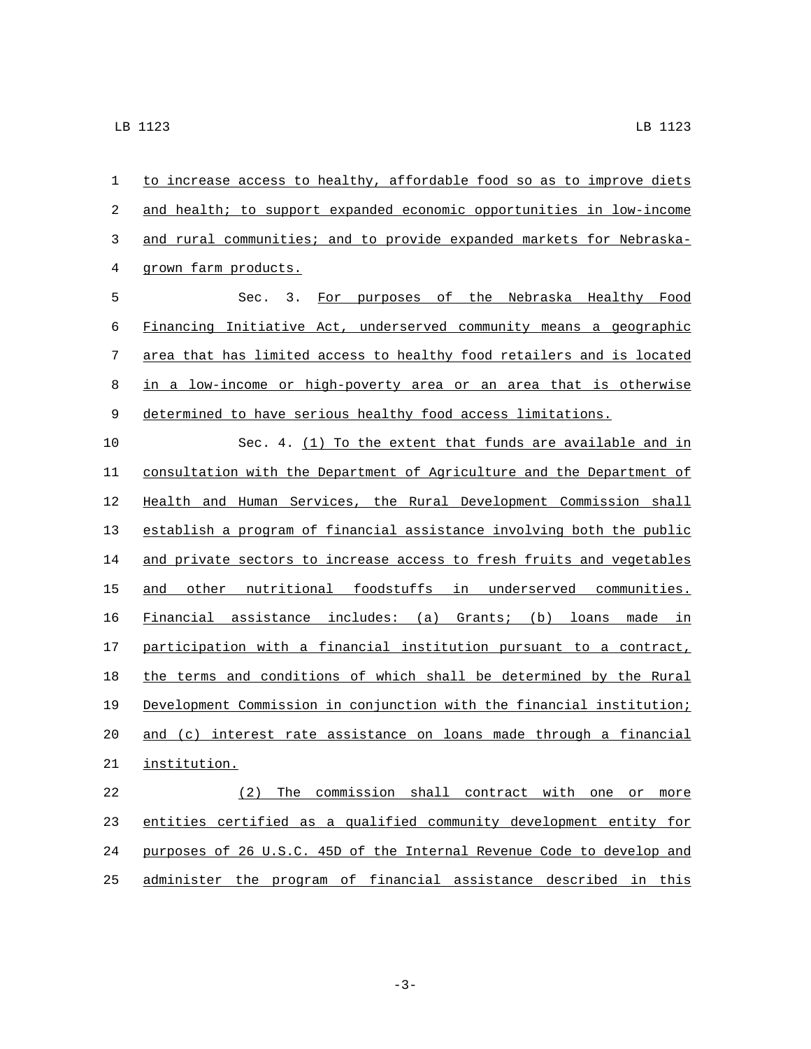to increase access to healthy, affordable food so as to improve diets and health; to support expanded economic opportunities in low-income and rural communities; and to provide expanded markets for Nebraska-grown farm products.

Sec. 3. For purposes of the Nebraska Healthy Food Financing Initiative Act, underserved community means a geographic area that has limited access to healthy food retailers and is located in a low-income or high-poverty area or an area that is otherwise determined to have serious healthy food access limitations.

Sec. 4. (1) To the extent that funds are available and in consultation with the Department of Agriculture and the Department of Health and Human Services, the Rural Development Commission shall establish a program of financial assistance involving both the public and private sectors to increase access to fresh fruits and vegetables and other nutritional foodstuffs in underserved communities. Financial assistance includes: (a) Grants; (b) loans made in participation with a financial institution pursuant to a contract, the terms and conditions of which shall be determined by the Rural Development Commission in conjunction with the financial institution; and (c) interest rate assistance on loans made through a financial institution.

(2) The commission shall contract with one or more entities certified as a qualified community development entity for purposes of 26 U.S.C. 45D of the Internal Revenue Code to develop and administer the program of financial assistance described in this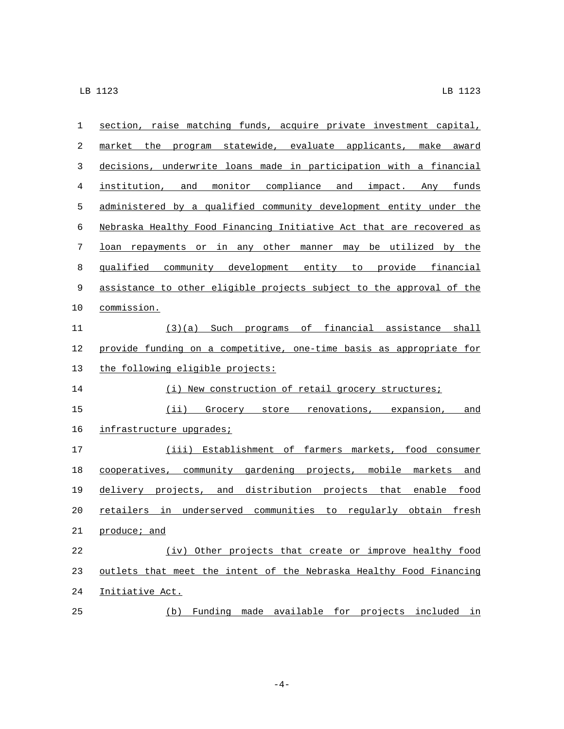section, raise matching funds, acquire private investment capital, market the program statewide, evaluate applicants, make award decisions, underwrite loans made in participation with a financial institution, and monitor compliance and impact. Any funds administered by a qualified community development entity under the Nebraska Healthy Food Financing Initiative Act that are recovered as loan repayments or in any other manner may be utilized by the qualified community development entity to provide financial assistance to other eligible projects subject to the approval of the commission.

(3)(a) Such programs of financial assistance shall provide funding on a competitive, one-time basis as appropriate for the following eligible projects:

(i) New construction of retail grocery structures;

(ii) Grocery store renovations, expansion, and infrastructure upgrades;

(iii) Establishment of farmers markets, food consumer cooperatives, community gardening projects, mobile markets and delivery projects, and distribution projects that enable food retailers in underserved communities to regularly obtain fresh produce; and

(iv) Other projects that create or improve healthy food outlets that meet the intent of the Nebraska Healthy Food Financing Initiative Act.

(b) Funding made available for projects included in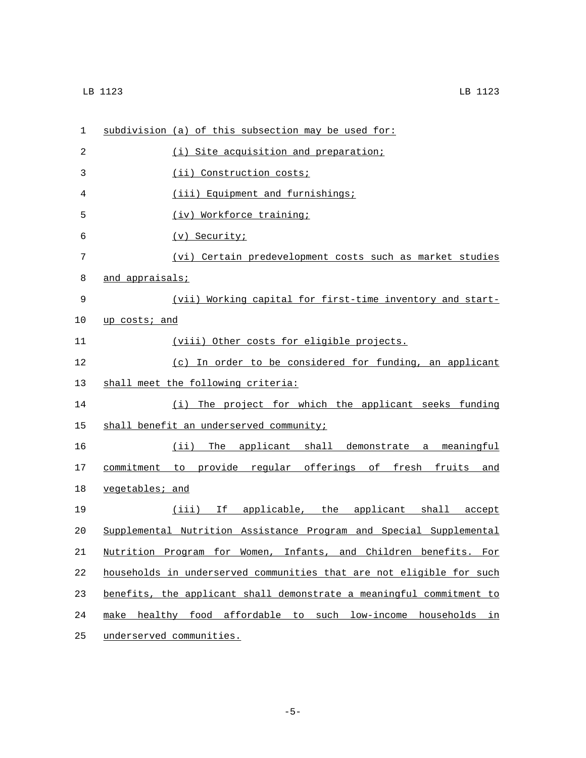subdivision (a) of this subsection may be used for:

(i) Site acquisition and preparation;

(ii) Construction costs;

(iii) Equipment and furnishings;

(iv) Workforce training;

(v) Security;

(vi) Certain predevelopment costs such as market studies and appraisals;

(vii) Working capital for first-time inventory and start-up costs; and

(viii) Other costs for eligible projects.

(c) In order to be considered for funding, an applicant shall meet the following criteria:

(i) The project for which the applicant seeks funding shall benefit an underserved community;

(ii) The applicant shall demonstrate a meaningful commitment to provide regular offerings of fresh fruits and vegetables; and

(iii) If applicable, the applicant shall accept Supplemental Nutrition Assistance Program and Special Supplemental Nutrition Program for Women, Infants, and Children benefits. For households in underserved communities that are not eligible for such benefits, the applicant shall demonstrate a meaningful commitment to make healthy food affordable to such low-income households in underserved communities.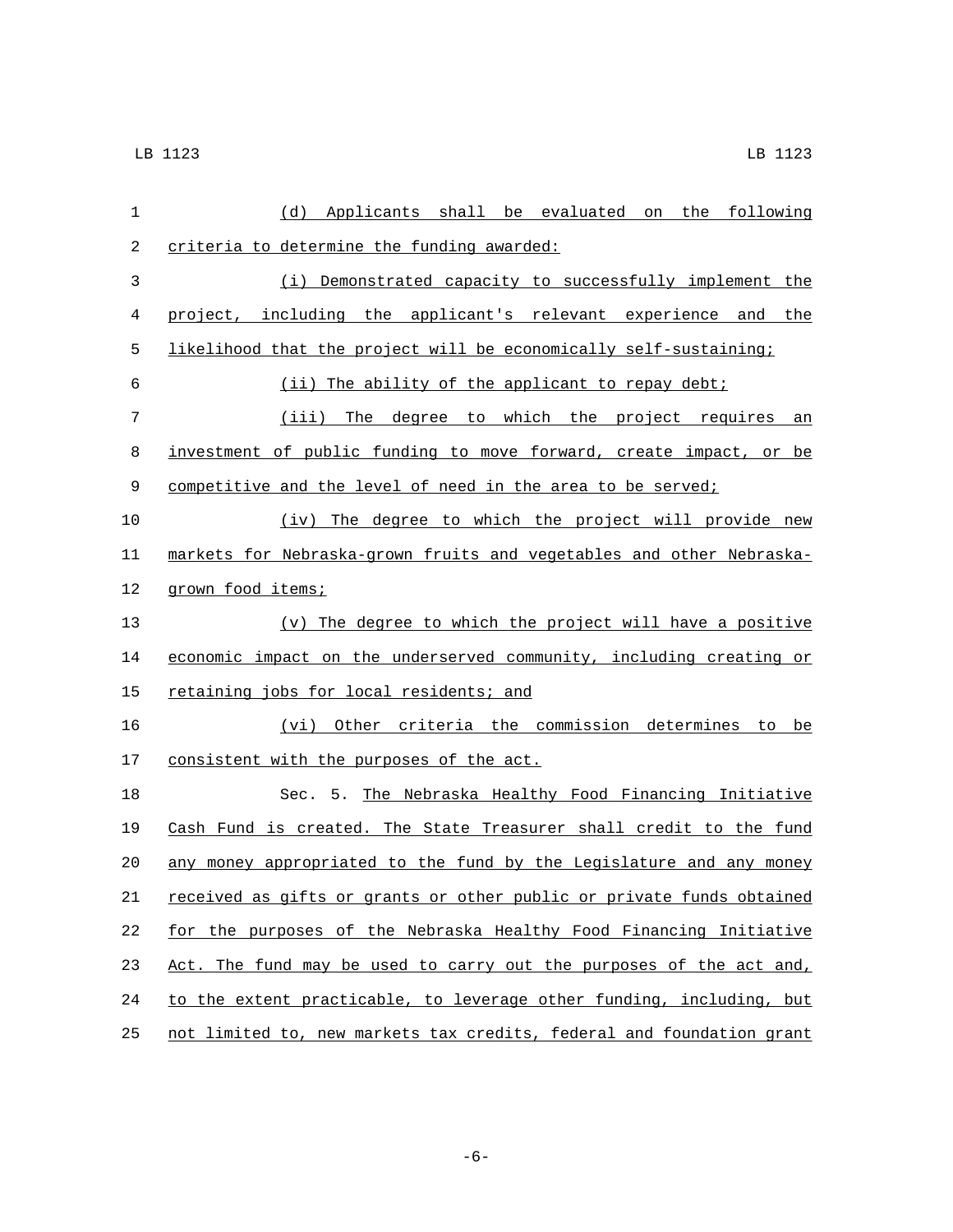(d) Applicants shall be evaluated on the following criteria to determine the funding awarded:

(i) Demonstrated capacity to successfully implement the project, including the applicant's relevant experience and the likelihood that the project will be economically self-sustaining;

(ii) The ability of the applicant to repay debt;

(iii) The degree to which the project requires an investment of public funding to move forward, create impact, or be competitive and the level of need in the area to be served;

(iv) The degree to which the project will provide new markets for Nebraska-grown fruits and vegetables and other Nebraska-grown food items;

(v) The degree to which the project will have a positive economic impact on the underserved community, including creating or retaining jobs for local residents; and

(vi) Other criteria the commission determines to be consistent with the purposes of the act.

Sec. 5. The Nebraska Healthy Food Financing Initiative Cash Fund is created. The State Treasurer shall credit to the fund any money appropriated to the fund by the Legislature and any money received as gifts or grants or other public or private funds obtained for the purposes of the Nebraska Healthy Food Financing Initiative Act. The fund may be used to carry out the purposes of the act and, to the extent practicable, to leverage other funding, including, but not limited to, new markets tax credits, federal and foundation grant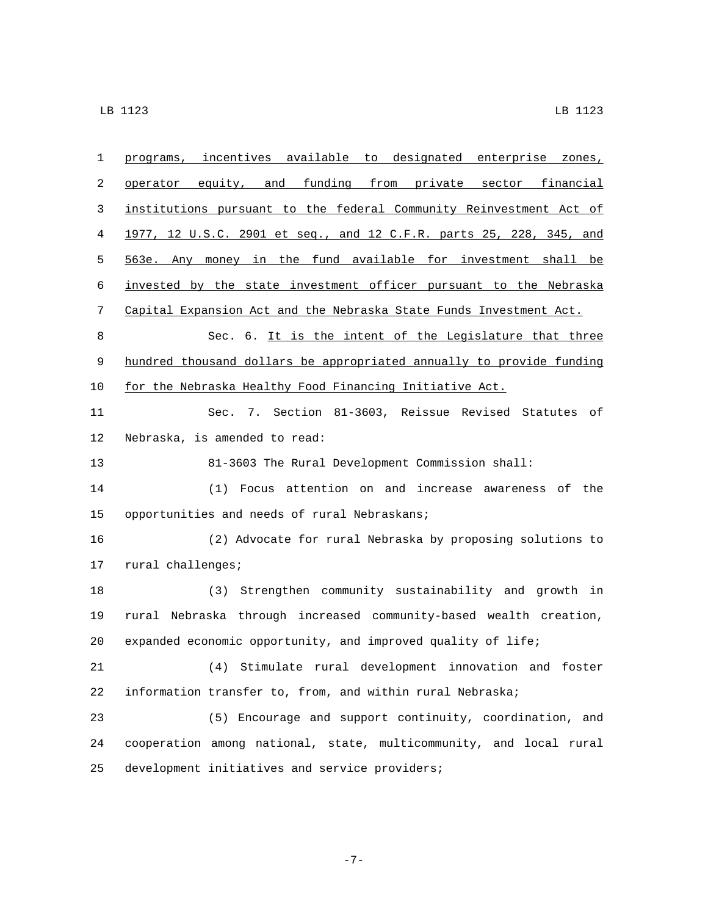programs, incentives available to designated enterprise zones, operator equity, and funding from private sector financial institutions pursuant to the federal Community Reinvestment Act of 1977, 12 U.S.C. 2901 et seq., and 12 C.F.R. parts 25, 228, 345, and 563e. Any money in the fund available for investment shall be invested by the state investment officer pursuant to the Nebraska Capital Expansion Act and the Nebraska State Funds Investment Act.

Sec. 6. It is the intent of the Legislature that three hundred thousand dollars be appropriated annually to provide funding for the Nebraska Healthy Food Financing Initiative Act.

Sec. 7. Section 81-3603, Reissue Revised Statutes of Nebraska, is amended to read:

81-3603 The Rural Development Commission shall:

(1) Focus attention on and increase awareness of the opportunities and needs of rural Nebraskans;

(2) Advocate for rural Nebraska by proposing solutions to rural challenges;

(3) Strengthen community sustainability and growth in rural Nebraska through increased community-based wealth creation, expanded economic opportunity, and improved quality of life;

(4) Stimulate rural development innovation and foster information transfer to, from, and within rural Nebraska;

(5) Encourage and support continuity, coordination, and cooperation among national, state, multicommunity, and local rural development initiatives and service providers;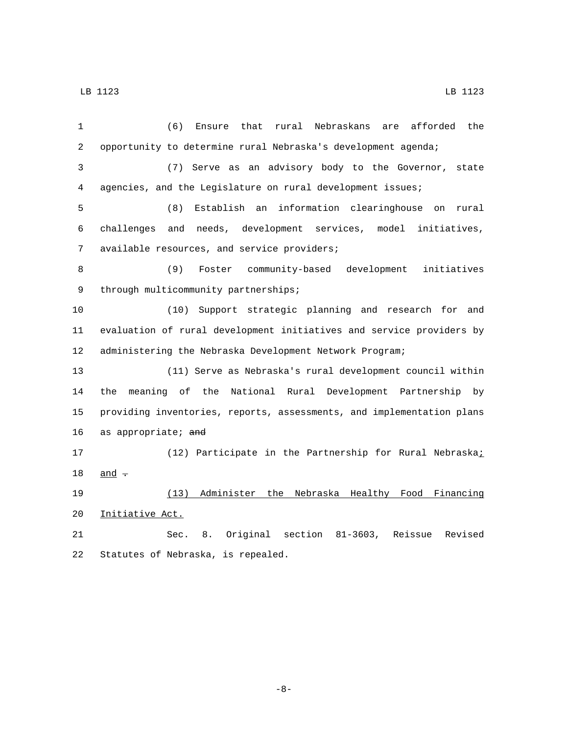(6) Ensure that rural Nebraskans are afforded the opportunity to determine rural Nebraska's development agenda;

(7) Serve as an advisory body to the Governor, state agencies, and the Legislature on rural development issues;

(8) Establish an information clearinghouse on rural challenges and needs, development services, model initiatives, available resources, and service providers;

(9) Foster community-based development initiatives through multicommunity partnerships;

(10) Support strategic planning and research for and evaluation of rural development initiatives and service providers by administering the Nebraska Development Network Program;

(11) Serve as Nebraska's rural development council within the meaning of the National Rural Development Partnership by providing inventories, reports, assessments, and implementation plans as appropriate; ~~and~~

(12) Participate in the Partnership for Rural Nebraska; and ~~.~~

(13) Administer the Nebraska Healthy Food Financing Initiative Act.

Sec. 8. Original section 81-3603, Reissue Revised Statutes of Nebraska, is repealed.